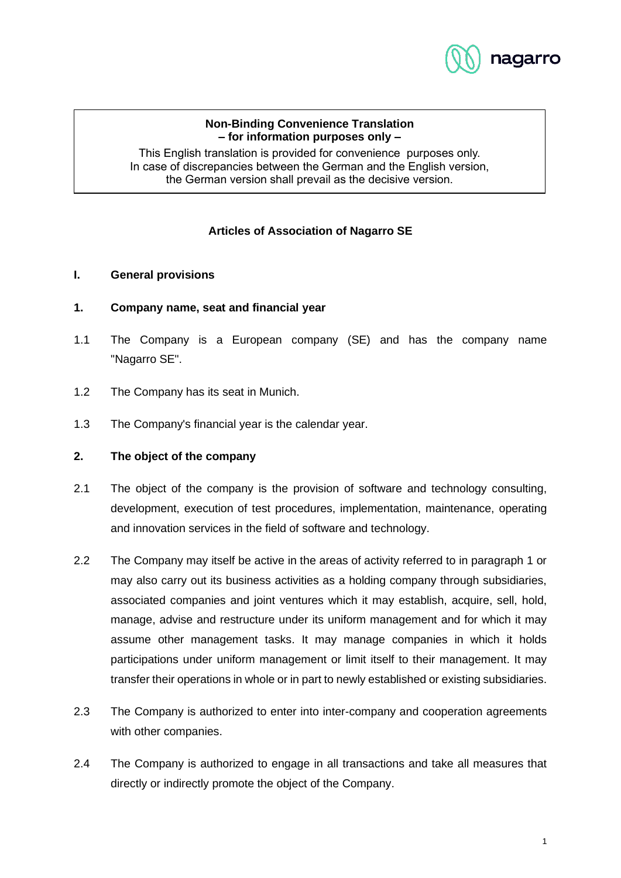**Non-Binding Convenience Translation**
**– for information purposes only –**

This English translation is provided for convenience purposes only.
In case of discrepancies between the German and the English version,
the German version shall prevail as the decisive version.

# Articles of Association of Nagarro SE

## I. General provisions

### 1. Company name, seat and financial year

1.1 The Company is a European company (SE) and has the company name "Nagarro SE".

1.2 The Company has its seat in Munich.

1.3 The Company's financial year is the calendar year.

### 2. The object of the company

2.1 The object of the company is the provision of software and technology consulting, development, execution of test procedures, implementation, maintenance, operating and innovation services in the field of software and technology.

2.2 The Company may itself be active in the areas of activity referred to in paragraph 1 or may also carry out its business activities as a holding company through subsidiaries, associated companies and joint ventures which it may establish, acquire, sell, hold, manage, advise and restructure under its uniform management and for which it may assume other management tasks. It may manage companies in which it holds participations under uniform management or limit itself to their management. It may transfer their operations in whole or in part to newly established or existing subsidiaries.

2.3 The Company is authorized to enter into inter-company and cooperation agreements with other companies.

2.4 The Company is authorized to engage in all transactions and take all measures that directly or indirectly promote the object of the Company.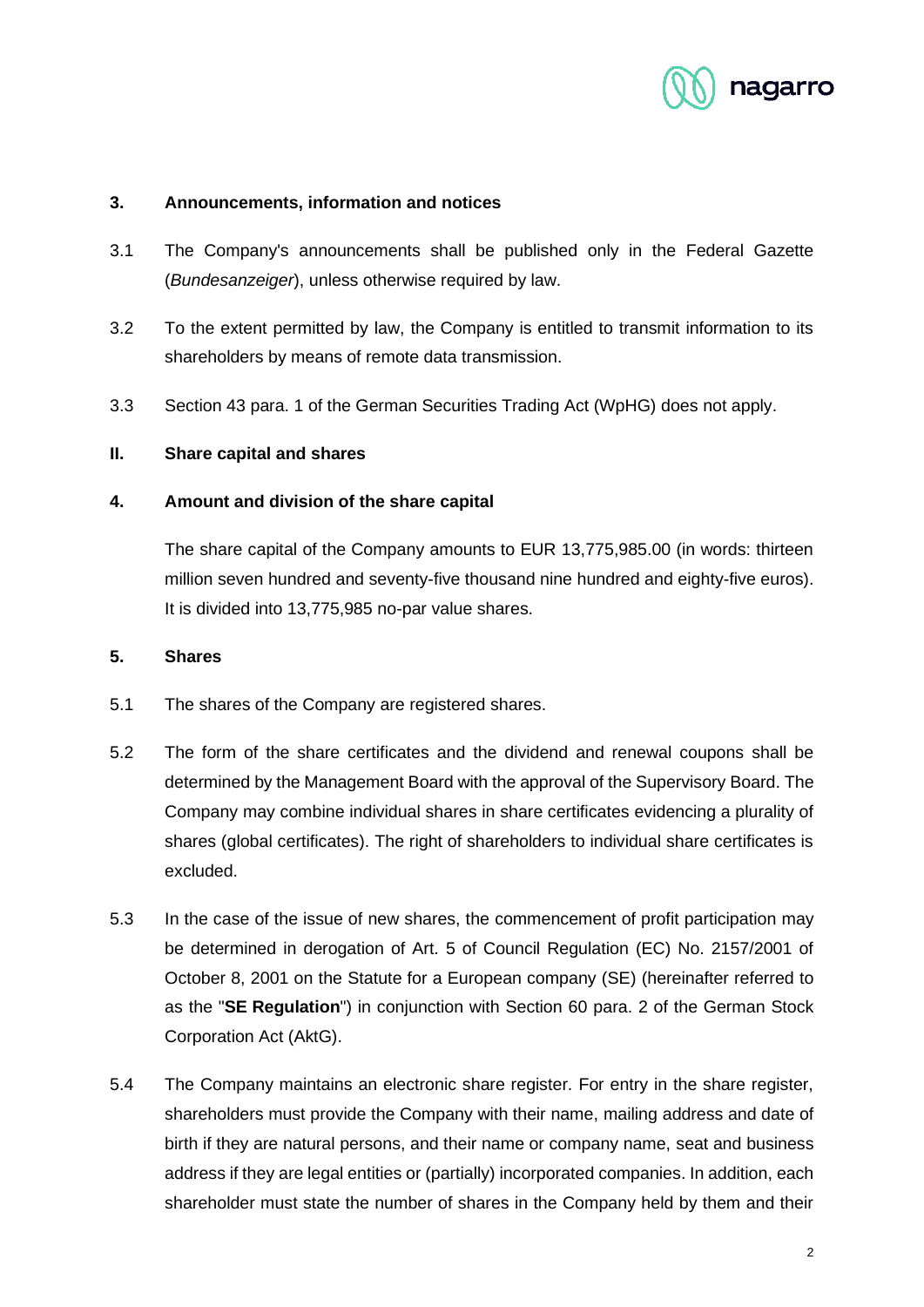### 3. Announcements, information and notices

3.1 The Company's announcements shall be published only in the Federal Gazette (*Bundesanzeiger*), unless otherwise required by law.

3.2 To the extent permitted by law, the Company is entitled to transmit information to its shareholders by means of remote data transmission.

3.3 Section 43 para. 1 of the German Securities Trading Act (WpHG) does not apply.

## II. Share capital and shares

### 4. Amount and division of the share capital

The share capital of the Company amounts to EUR 13,775,985.00 (in words: thirteen million seven hundred and seventy-five thousand nine hundred and eighty-five euros). It is divided into 13,775,985 no-par value shares.

### 5. Shares

5.1 The shares of the Company are registered shares.

5.2 The form of the share certificates and the dividend and renewal coupons shall be determined by the Management Board with the approval of the Supervisory Board. The Company may combine individual shares in share certificates evidencing a plurality of shares (global certificates). The right of shareholders to individual share certificates is excluded.

5.3 In the case of the issue of new shares, the commencement of profit participation may be determined in derogation of Art. 5 of Council Regulation (EC) No. 2157/2001 of October 8, 2001 on the Statute for a European company (SE) (hereinafter referred to as the "**SE Regulation**") in conjunction with Section 60 para. 2 of the German Stock Corporation Act (AktG).

5.4 The Company maintains an electronic share register. For entry in the share register, shareholders must provide the Company with their name, mailing address and date of birth if they are natural persons, and their name or company name, seat and business address if they are legal entities or (partially) incorporated companies. In addition, each shareholder must state the number of shares in the Company held by them and their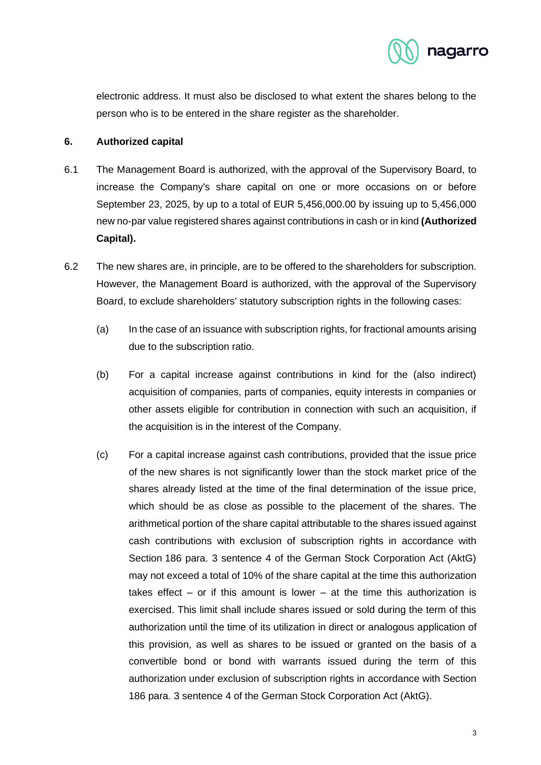electronic address. It must also be disclosed to what extent the shares belong to the person who is to be entered in the share register as the shareholder.

## 6. Authorized capital

6.1 The Management Board is authorized, with the approval of the Supervisory Board, to increase the Company's share capital on one or more occasions on or before September 23, 2025, by up to a total of EUR 5,456,000.00 by issuing up to 5,456,000 new no-par value registered shares against contributions in cash or in kind **(Authorized Capital).**

6.2 The new shares are, in principle, are to be offered to the shareholders for subscription. However, the Management Board is authorized, with the approval of the Supervisory Board, to exclude shareholders' statutory subscription rights in the following cases:

(a) In the case of an issuance with subscription rights, for fractional amounts arising due to the subscription ratio.

(b) For a capital increase against contributions in kind for the (also indirect) acquisition of companies, parts of companies, equity interests in companies or other assets eligible for contribution in connection with such an acquisition, if the acquisition is in the interest of the Company.

(c) For a capital increase against cash contributions, provided that the issue price of the new shares is not significantly lower than the stock market price of the shares already listed at the time of the final determination of the issue price, which should be as close as possible to the placement of the shares. The arithmetical portion of the share capital attributable to the shares issued against cash contributions with exclusion of subscription rights in accordance with Section 186 para. 3 sentence 4 of the German Stock Corporation Act (AktG) may not exceed a total of 10% of the share capital at the time this authorization takes effect – or if this amount is lower – at the time this authorization is exercised. This limit shall include shares issued or sold during the term of this authorization until the time of its utilization in direct or analogous application of this provision, as well as shares to be issued or granted on the basis of a convertible bond or bond with warrants issued during the term of this authorization under exclusion of subscription rights in accordance with Section 186 para. 3 sentence 4 of the German Stock Corporation Act (AktG).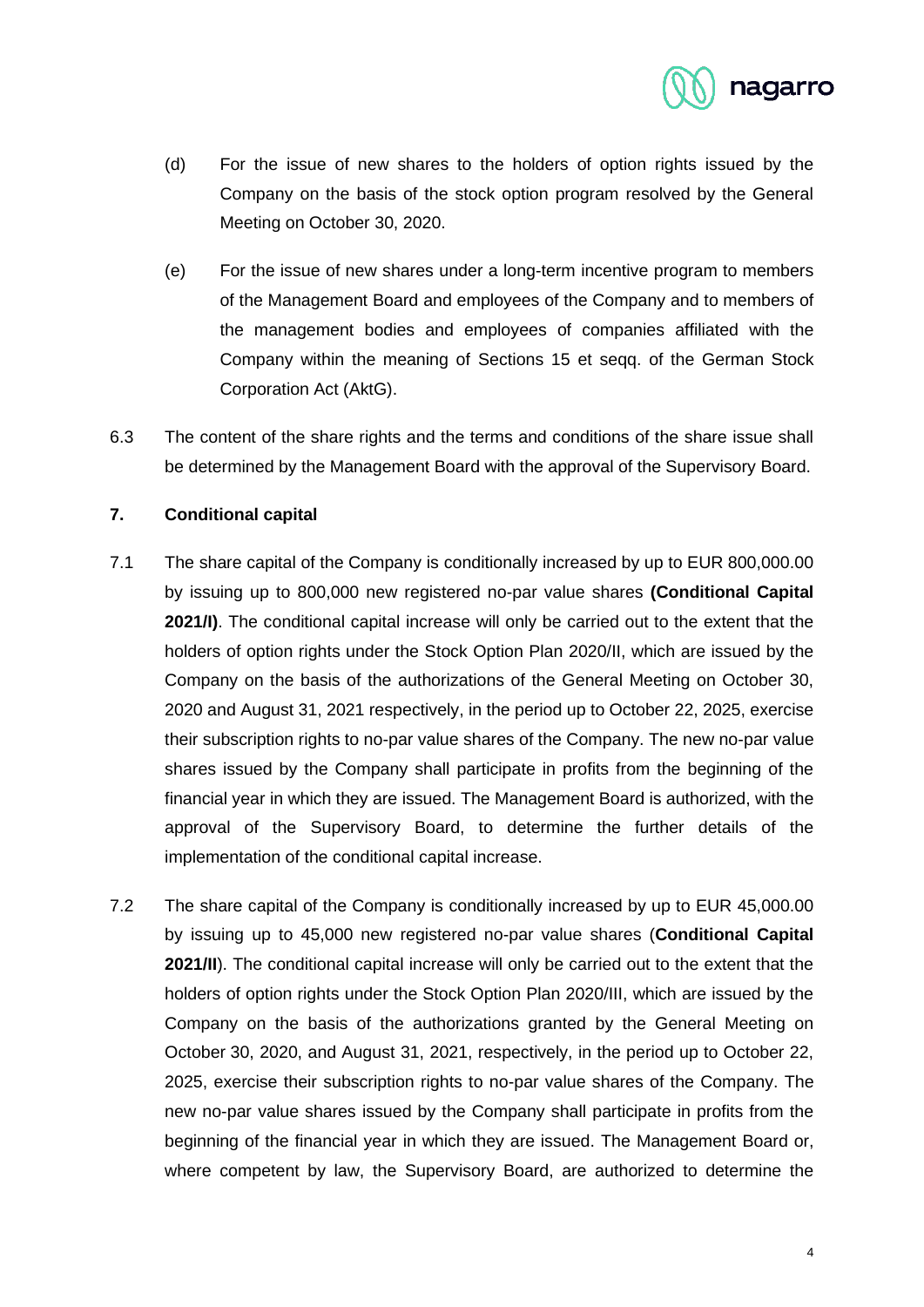(d) For the issue of new shares to the holders of option rights issued by the Company on the basis of the stock option program resolved by the General Meeting on October 30, 2020.

(e) For the issue of new shares under a long-term incentive program to members of the Management Board and employees of the Company and to members of the management bodies and employees of companies affiliated with the Company within the meaning of Sections 15 et seqq. of the German Stock Corporation Act (AktG).

6.3 The content of the share rights and the terms and conditions of the share issue shall be determined by the Management Board with the approval of the Supervisory Board.

## 7. Conditional capital

7.1 The share capital of the Company is conditionally increased by up to EUR 800,000.00 by issuing up to 800,000 new registered no-par value shares **(Conditional Capital 2021/I)**. The conditional capital increase will only be carried out to the extent that the holders of option rights under the Stock Option Plan 2020/II, which are issued by the Company on the basis of the authorizations of the General Meeting on October 30, 2020 and August 31, 2021 respectively, in the period up to October 22, 2025, exercise their subscription rights to no-par value shares of the Company. The new no-par value shares issued by the Company shall participate in profits from the beginning of the financial year in which they are issued. The Management Board is authorized, with the approval of the Supervisory Board, to determine the further details of the implementation of the conditional capital increase.

7.2 The share capital of the Company is conditionally increased by up to EUR 45,000.00 by issuing up to 45,000 new registered no-par value shares (**Conditional Capital 2021/II**). The conditional capital increase will only be carried out to the extent that the holders of option rights under the Stock Option Plan 2020/III, which are issued by the Company on the basis of the authorizations granted by the General Meeting on October 30, 2020, and August 31, 2021, respectively, in the period up to October 22, 2025, exercise their subscription rights to no-par value shares of the Company. The new no-par value shares issued by the Company shall participate in profits from the beginning of the financial year in which they are issued. The Management Board or, where competent by law, the Supervisory Board, are authorized to determine the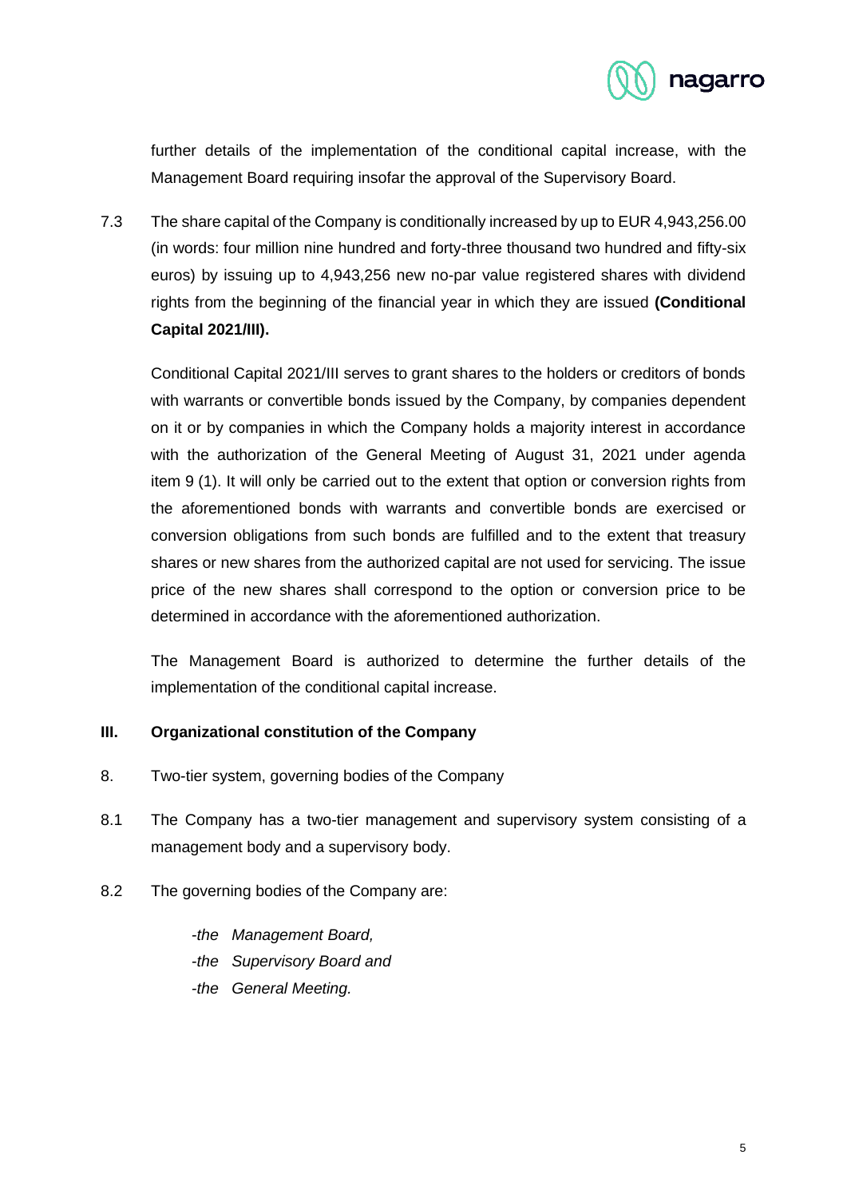further details of the implementation of the conditional capital increase, with the Management Board requiring insofar the approval of the Supervisory Board.

7.3 The share capital of the Company is conditionally increased by up to EUR 4,943,256.00 (in words: four million nine hundred and forty-three thousand two hundred and fifty-six euros) by issuing up to 4,943,256 new no-par value registered shares with dividend rights from the beginning of the financial year in which they are issued **(Conditional Capital 2021/III).**

Conditional Capital 2021/III serves to grant shares to the holders or creditors of bonds with warrants or convertible bonds issued by the Company, by companies dependent on it or by companies in which the Company holds a majority interest in accordance with the authorization of the General Meeting of August 31, 2021 under agenda item 9 (1). It will only be carried out to the extent that option or conversion rights from the aforementioned bonds with warrants and convertible bonds are exercised or conversion obligations from such bonds are fulfilled and to the extent that treasury shares or new shares from the authorized capital are not used for servicing. The issue price of the new shares shall correspond to the option or conversion price to be determined in accordance with the aforementioned authorization.

The Management Board is authorized to determine the further details of the implementation of the conditional capital increase.

## III. Organizational constitution of the Company

8. Two-tier system, governing bodies of the Company

8.1 The Company has a two-tier management and supervisory system consisting of a management body and a supervisory body.

8.2 The governing bodies of the Company are:

- *the Management Board,*
- *the Supervisory Board and*
- *the General Meeting.*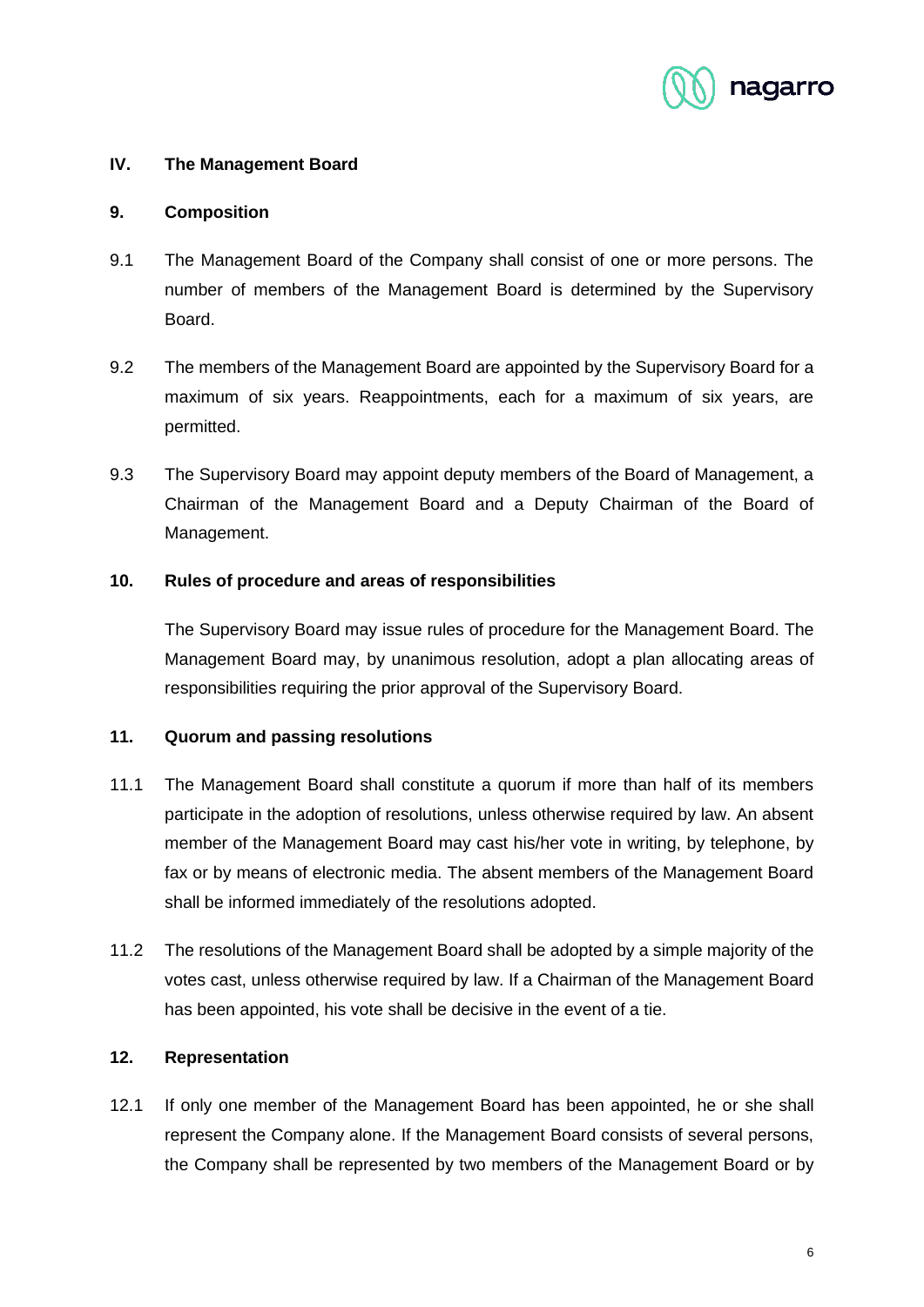## IV. The Management Board

### 9. Composition

9.1 The Management Board of the Company shall consist of one or more persons. The number of members of the Management Board is determined by the Supervisory Board.

9.2 The members of the Management Board are appointed by the Supervisory Board for a maximum of six years. Reappointments, each for a maximum of six years, are permitted.

9.3 The Supervisory Board may appoint deputy members of the Board of Management, a Chairman of the Management Board and a Deputy Chairman of the Board of Management.

### 10. Rules of procedure and areas of responsibilities

The Supervisory Board may issue rules of procedure for the Management Board. The Management Board may, by unanimous resolution, adopt a plan allocating areas of responsibilities requiring the prior approval of the Supervisory Board.

### 11. Quorum and passing resolutions

11.1 The Management Board shall constitute a quorum if more than half of its members participate in the adoption of resolutions, unless otherwise required by law. An absent member of the Management Board may cast his/her vote in writing, by telephone, by fax or by means of electronic media. The absent members of the Management Board shall be informed immediately of the resolutions adopted.

11.2 The resolutions of the Management Board shall be adopted by a simple majority of the votes cast, unless otherwise required by law. If a Chairman of the Management Board has been appointed, his vote shall be decisive in the event of a tie.

### 12. Representation

12.1 If only one member of the Management Board has been appointed, he or she shall represent the Company alone. If the Management Board consists of several persons, the Company shall be represented by two members of the Management Board or by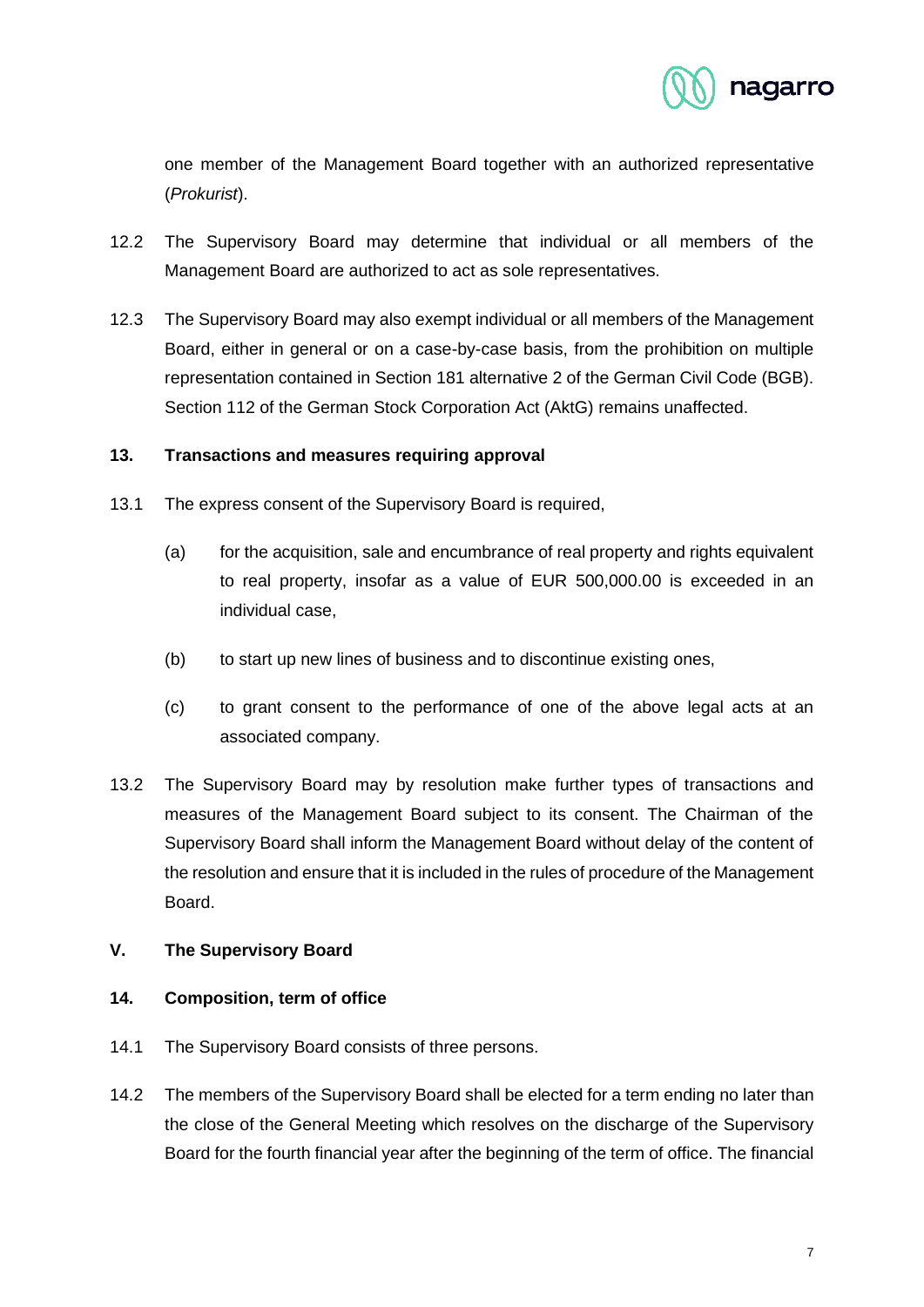one member of the Management Board together with an authorized representative (*Prokurist*).

12.2 The Supervisory Board may determine that individual or all members of the Management Board are authorized to act as sole representatives.

12.3 The Supervisory Board may also exempt individual or all members of the Management Board, either in general or on a case-by-case basis, from the prohibition on multiple representation contained in Section 181 alternative 2 of the German Civil Code (BGB). Section 112 of the German Stock Corporation Act (AktG) remains unaffected.

### 13. Transactions and measures requiring approval

13.1 The express consent of the Supervisory Board is required,

(a) for the acquisition, sale and encumbrance of real property and rights equivalent to real property, insofar as a value of EUR 500,000.00 is exceeded in an individual case,

(b) to start up new lines of business and to discontinue existing ones,

(c) to grant consent to the performance of one of the above legal acts at an associated company.

13.2 The Supervisory Board may by resolution make further types of transactions and measures of the Management Board subject to its consent. The Chairman of the Supervisory Board shall inform the Management Board without delay of the content of the resolution and ensure that it is included in the rules of procedure of the Management Board.

## V. The Supervisory Board

### 14. Composition, term of office

14.1 The Supervisory Board consists of three persons.

14.2 The members of the Supervisory Board shall be elected for a term ending no later than the close of the General Meeting which resolves on the discharge of the Supervisory Board for the fourth financial year after the beginning of the term of office. The financial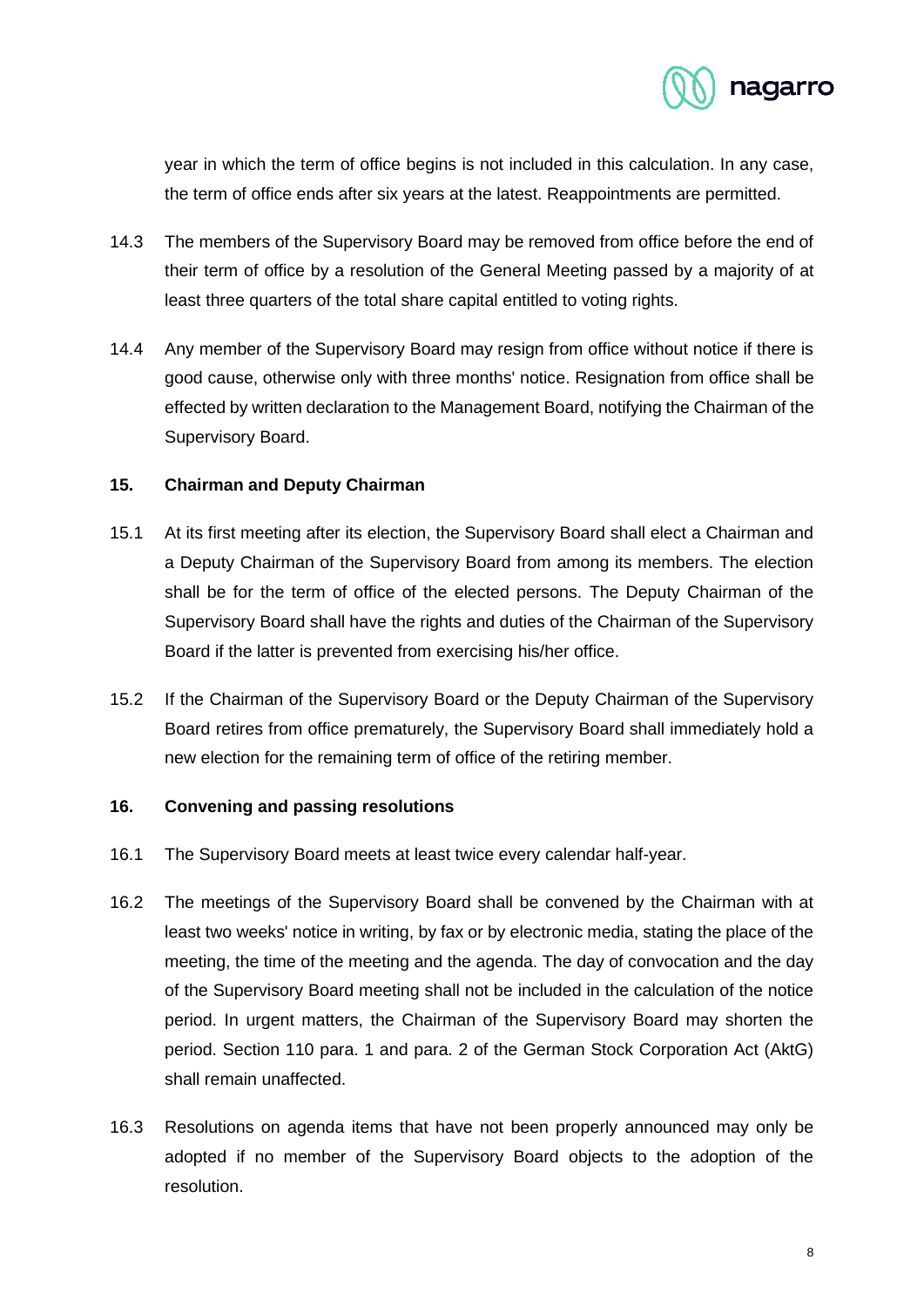year in which the term of office begins is not included in this calculation. In any case, the term of office ends after six years at the latest. Reappointments are permitted.

14.3 The members of the Supervisory Board may be removed from office before the end of their term of office by a resolution of the General Meeting passed by a majority of at least three quarters of the total share capital entitled to voting rights.

14.4 Any member of the Supervisory Board may resign from office without notice if there is good cause, otherwise only with three months' notice. Resignation from office shall be effected by written declaration to the Management Board, notifying the Chairman of the Supervisory Board.

## 15. Chairman and Deputy Chairman

15.1 At its first meeting after its election, the Supervisory Board shall elect a Chairman and a Deputy Chairman of the Supervisory Board from among its members. The election shall be for the term of office of the elected persons. The Deputy Chairman of the Supervisory Board shall have the rights and duties of the Chairman of the Supervisory Board if the latter is prevented from exercising his/her office.

15.2 If the Chairman of the Supervisory Board or the Deputy Chairman of the Supervisory Board retires from office prematurely, the Supervisory Board shall immediately hold a new election for the remaining term of office of the retiring member.

## 16. Convening and passing resolutions

16.1 The Supervisory Board meets at least twice every calendar half-year.

16.2 The meetings of the Supervisory Board shall be convened by the Chairman with at least two weeks' notice in writing, by fax or by electronic media, stating the place of the meeting, the time of the meeting and the agenda. The day of convocation and the day of the Supervisory Board meeting shall not be included in the calculation of the notice period. In urgent matters, the Chairman of the Supervisory Board may shorten the period. Section 110 para. 1 and para. 2 of the German Stock Corporation Act (AktG) shall remain unaffected.

16.3 Resolutions on agenda items that have not been properly announced may only be adopted if no member of the Supervisory Board objects to the adoption of the resolution.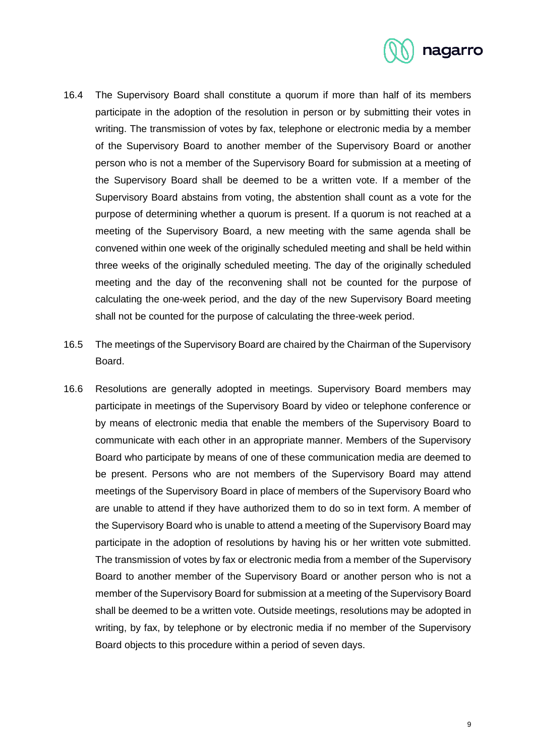16.4 The Supervisory Board shall constitute a quorum if more than half of its members participate in the adoption of the resolution in person or by submitting their votes in writing. The transmission of votes by fax, telephone or electronic media by a member of the Supervisory Board to another member of the Supervisory Board or another person who is not a member of the Supervisory Board for submission at a meeting of the Supervisory Board shall be deemed to be a written vote. If a member of the Supervisory Board abstains from voting, the abstention shall count as a vote for the purpose of determining whether a quorum is present. If a quorum is not reached at a meeting of the Supervisory Board, a new meeting with the same agenda shall be convened within one week of the originally scheduled meeting and shall be held within three weeks of the originally scheduled meeting. The day of the originally scheduled meeting and the day of the reconvening shall not be counted for the purpose of calculating the one-week period, and the day of the new Supervisory Board meeting shall not be counted for the purpose of calculating the three-week period.

16.5 The meetings of the Supervisory Board are chaired by the Chairman of the Supervisory Board.

16.6 Resolutions are generally adopted in meetings. Supervisory Board members may participate in meetings of the Supervisory Board by video or telephone conference or by means of electronic media that enable the members of the Supervisory Board to communicate with each other in an appropriate manner. Members of the Supervisory Board who participate by means of one of these communication media are deemed to be present. Persons who are not members of the Supervisory Board may attend meetings of the Supervisory Board in place of members of the Supervisory Board who are unable to attend if they have authorized them to do so in text form. A member of the Supervisory Board who is unable to attend a meeting of the Supervisory Board may participate in the adoption of resolutions by having his or her written vote submitted. The transmission of votes by fax or electronic media from a member of the Supervisory Board to another member of the Supervisory Board or another person who is not a member of the Supervisory Board for submission at a meeting of the Supervisory Board shall be deemed to be a written vote. Outside meetings, resolutions may be adopted in writing, by fax, by telephone or by electronic media if no member of the Supervisory Board objects to this procedure within a period of seven days.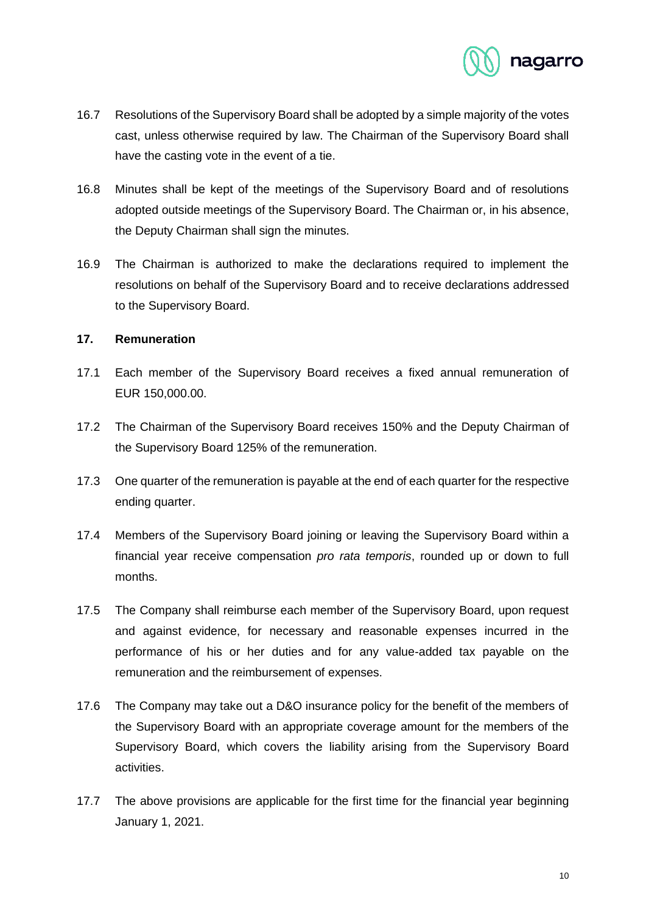16.7 Resolutions of the Supervisory Board shall be adopted by a simple majority of the votes cast, unless otherwise required by law. The Chairman of the Supervisory Board shall have the casting vote in the event of a tie.

16.8 Minutes shall be kept of the meetings of the Supervisory Board and of resolutions adopted outside meetings of the Supervisory Board. The Chairman or, in his absence, the Deputy Chairman shall sign the minutes.

16.9 The Chairman is authorized to make the declarations required to implement the resolutions on behalf of the Supervisory Board and to receive declarations addressed to the Supervisory Board.

**17. Remuneration**

17.1 Each member of the Supervisory Board receives a fixed annual remuneration of EUR 150,000.00.

17.2 The Chairman of the Supervisory Board receives 150% and the Deputy Chairman of the Supervisory Board 125% of the remuneration.

17.3 One quarter of the remuneration is payable at the end of each quarter for the respective ending quarter.

17.4 Members of the Supervisory Board joining or leaving the Supervisory Board within a financial year receive compensation *pro rata temporis*, rounded up or down to full months.

17.5 The Company shall reimburse each member of the Supervisory Board, upon request and against evidence, for necessary and reasonable expenses incurred in the performance of his or her duties and for any value-added tax payable on the remuneration and the reimbursement of expenses.

17.6 The Company may take out a D&O insurance policy for the benefit of the members of the Supervisory Board with an appropriate coverage amount for the members of the Supervisory Board, which covers the liability arising from the Supervisory Board activities.

17.7 The above provisions are applicable for the first time for the financial year beginning January 1, 2021.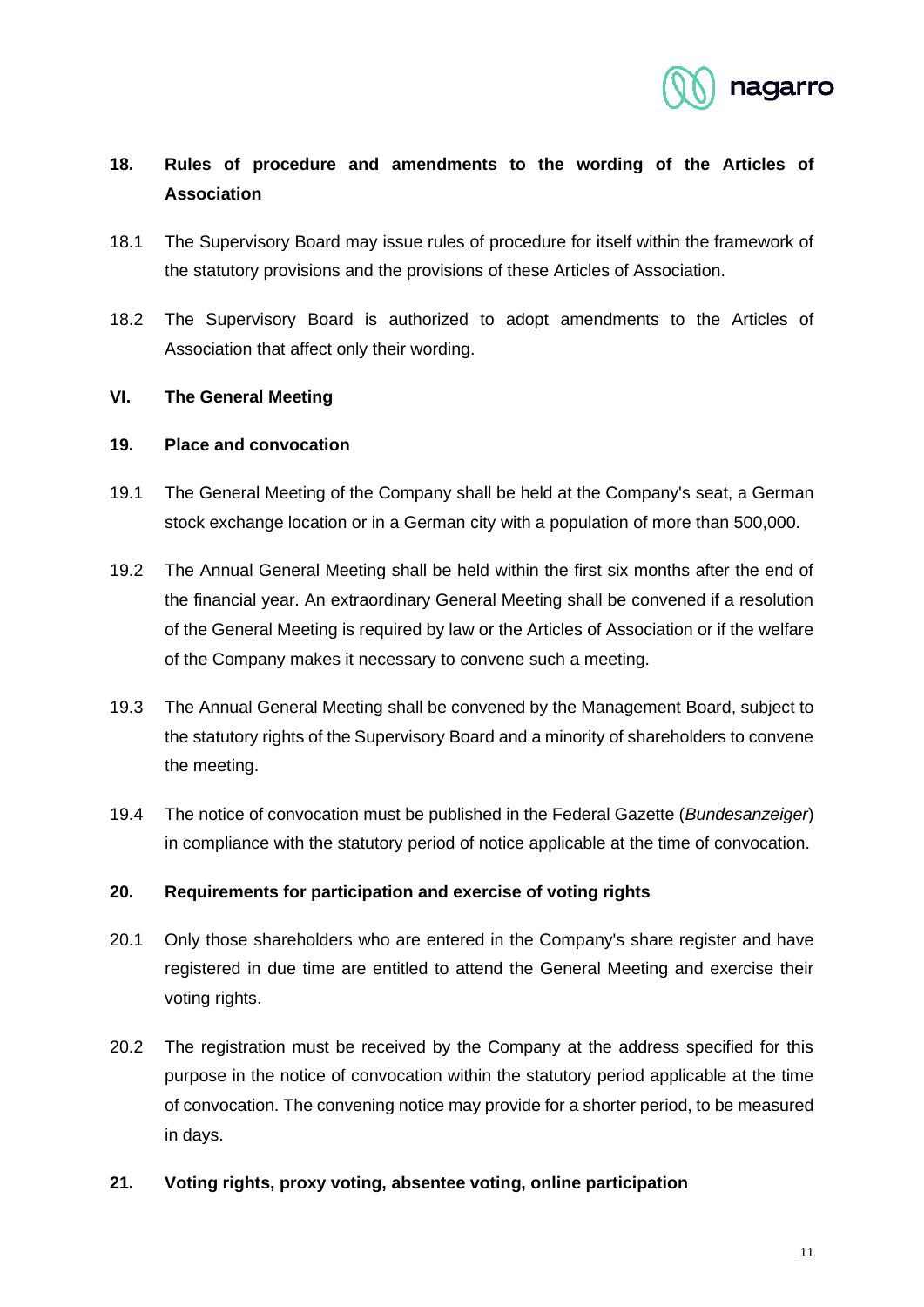## 18. Rules of procedure and amendments to the wording of the Articles of Association

18.1 The Supervisory Board may issue rules of procedure for itself within the framework of the statutory provisions and the provisions of these Articles of Association.

18.2 The Supervisory Board is authorized to adopt amendments to the Articles of Association that affect only their wording.

# VI. The General Meeting

## 19. Place and convocation

19.1 The General Meeting of the Company shall be held at the Company's seat, a German stock exchange location or in a German city with a population of more than 500,000.

19.2 The Annual General Meeting shall be held within the first six months after the end of the financial year. An extraordinary General Meeting shall be convened if a resolution of the General Meeting is required by law or the Articles of Association or if the welfare of the Company makes it necessary to convene such a meeting.

19.3 The Annual General Meeting shall be convened by the Management Board, subject to the statutory rights of the Supervisory Board and a minority of shareholders to convene the meeting.

19.4 The notice of convocation must be published in the Federal Gazette (*Bundesanzeiger*) in compliance with the statutory period of notice applicable at the time of convocation.

## 20. Requirements for participation and exercise of voting rights

20.1 Only those shareholders who are entered in the Company's share register and have registered in due time are entitled to attend the General Meeting and exercise their voting rights.

20.2 The registration must be received by the Company at the address specified for this purpose in the notice of convocation within the statutory period applicable at the time of convocation. The convening notice may provide for a shorter period, to be measured in days.

## 21. Voting rights, proxy voting, absentee voting, online participation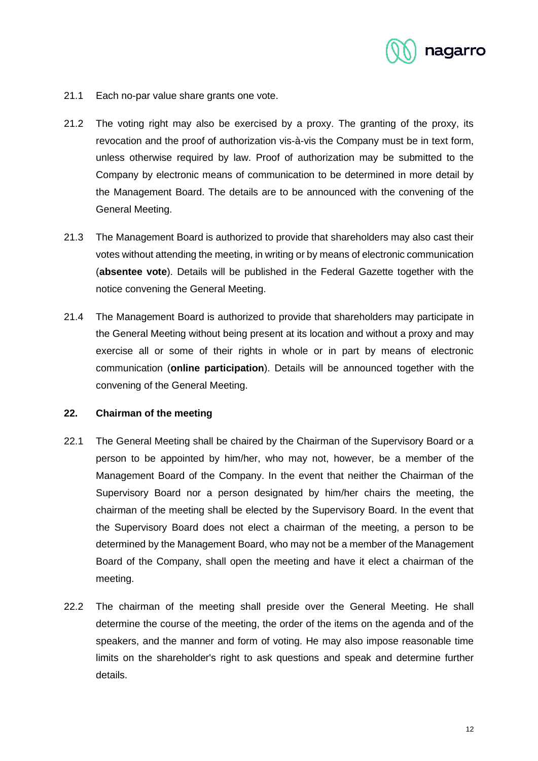21.1 Each no-par value share grants one vote.

21.2 The voting right may also be exercised by a proxy. The granting of the proxy, its revocation and the proof of authorization vis-à-vis the Company must be in text form, unless otherwise required by law. Proof of authorization may be submitted to the Company by electronic means of communication to be determined in more detail by the Management Board. The details are to be announced with the convening of the General Meeting.

21.3 The Management Board is authorized to provide that shareholders may also cast their votes without attending the meeting, in writing or by means of electronic communication (**absentee vote**). Details will be published in the Federal Gazette together with the notice convening the General Meeting.

21.4 The Management Board is authorized to provide that shareholders may participate in the General Meeting without being present at its location and without a proxy and may exercise all or some of their rights in whole or in part by means of electronic communication (**online participation**). Details will be announced together with the convening of the General Meeting.

## 22. Chairman of the meeting

22.1 The General Meeting shall be chaired by the Chairman of the Supervisory Board or a person to be appointed by him/her, who may not, however, be a member of the Management Board of the Company. In the event that neither the Chairman of the Supervisory Board nor a person designated by him/her chairs the meeting, the chairman of the meeting shall be elected by the Supervisory Board. In the event that the Supervisory Board does not elect a chairman of the meeting, a person to be determined by the Management Board, who may not be a member of the Management Board of the Company, shall open the meeting and have it elect a chairman of the meeting.

22.2 The chairman of the meeting shall preside over the General Meeting. He shall determine the course of the meeting, the order of the items on the agenda and of the speakers, and the manner and form of voting. He may also impose reasonable time limits on the shareholder's right to ask questions and speak and determine further details.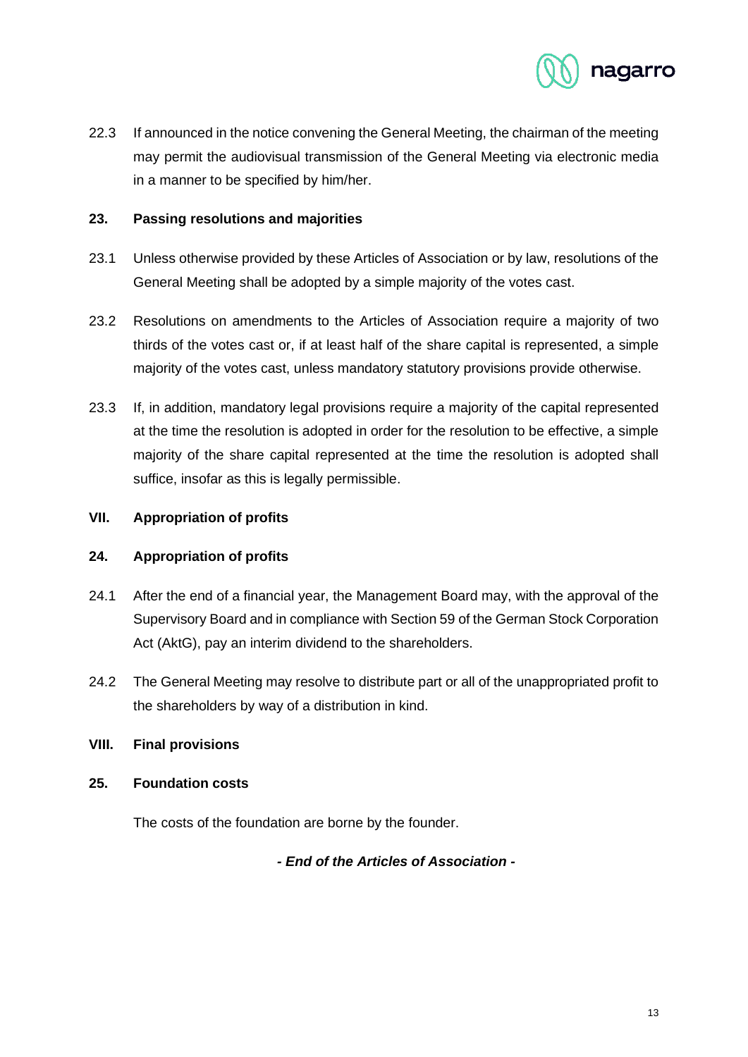22.3 If announced in the notice convening the General Meeting, the chairman of the meeting may permit the audiovisual transmission of the General Meeting via electronic media in a manner to be specified by him/her.

### 23. Passing resolutions and majorities

23.1 Unless otherwise provided by these Articles of Association or by law, resolutions of the General Meeting shall be adopted by a simple majority of the votes cast.

23.2 Resolutions on amendments to the Articles of Association require a majority of two thirds of the votes cast or, if at least half of the share capital is represented, a simple majority of the votes cast, unless mandatory statutory provisions provide otherwise.

23.3 If, in addition, mandatory legal provisions require a majority of the capital represented at the time the resolution is adopted in order for the resolution to be effective, a simple majority of the share capital represented at the time the resolution is adopted shall suffice, insofar as this is legally permissible.

## VII. Appropriation of profits

### 24. Appropriation of profits

24.1 After the end of a financial year, the Management Board may, with the approval of the Supervisory Board and in compliance with Section 59 of the German Stock Corporation Act (AktG), pay an interim dividend to the shareholders.

24.2 The General Meeting may resolve to distribute part or all of the unappropriated profit to the shareholders by way of a distribution in kind.

## VIII. Final provisions

### 25. Foundation costs

The costs of the foundation are borne by the founder.

***- End of the Articles of Association -***